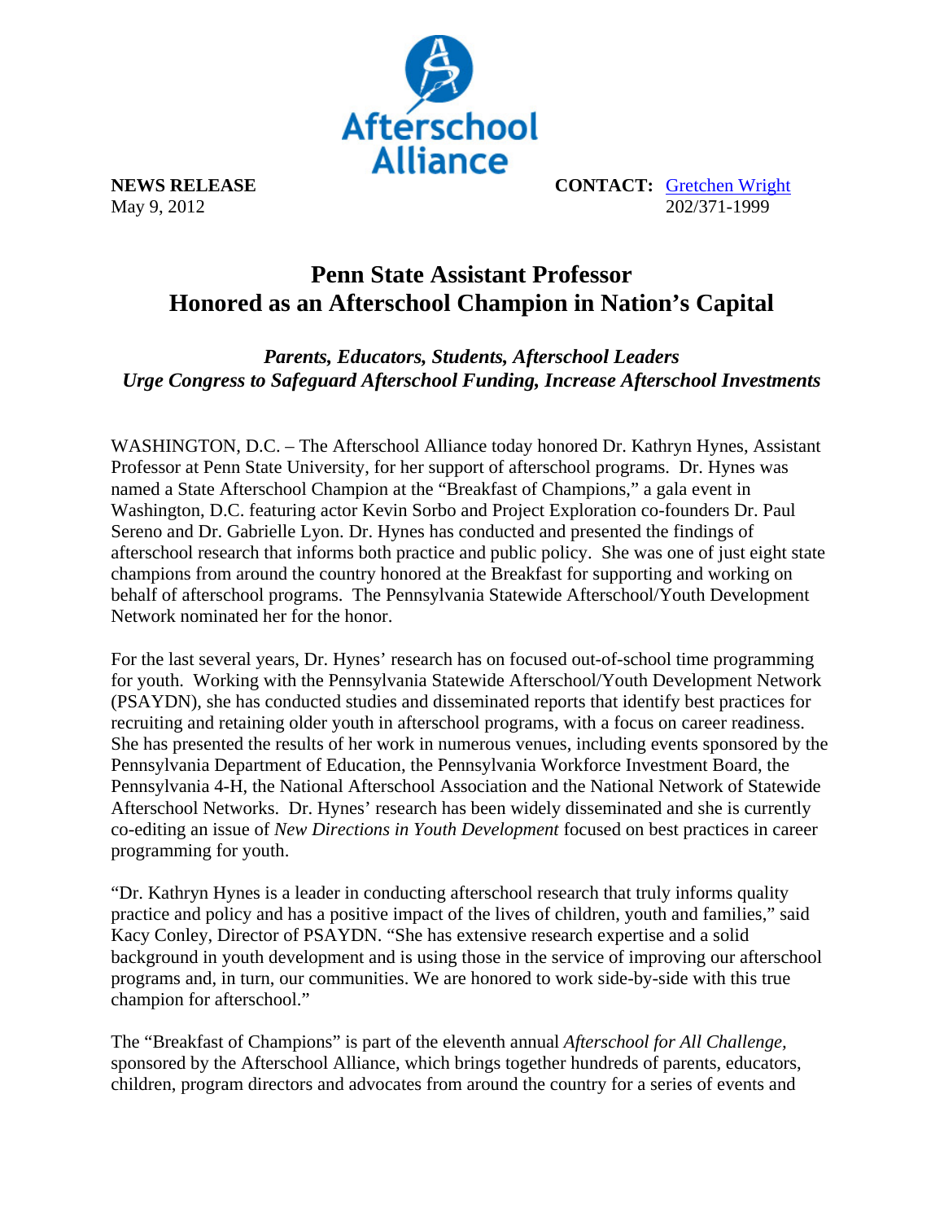Afterschool Alliance

**NEWS RELEASE**
May 9, 2012

**CONTACT:** [Gretchen Wright](Gretchen Wright)
202/371-1999

# Penn State Assistant Professor Honored as an Afterschool Champion in Nation's Capital

***Parents, Educators, Students, Afterschool Leaders Urge Congress to Safeguard Afterschool Funding, Increase Afterschool Investments***

WASHINGTON, D.C. – The Afterschool Alliance today honored Dr. Kathryn Hynes, Assistant Professor at Penn State University, for her support of afterschool programs. Dr. Hynes was named a State Afterschool Champion at the "Breakfast of Champions," a gala event in Washington, D.C. featuring actor Kevin Sorbo and Project Exploration co-founders Dr. Paul Sereno and Dr. Gabrielle Lyon. Dr. Hynes has conducted and presented the findings of afterschool research that informs both practice and public policy. She was one of just eight state champions from around the country honored at the Breakfast for supporting and working on behalf of afterschool programs. The Pennsylvania Statewide Afterschool/Youth Development Network nominated her for the honor.

For the last several years, Dr. Hynes' research has on focused out-of-school time programming for youth. Working with the Pennsylvania Statewide Afterschool/Youth Development Network (PSAYDN), she has conducted studies and disseminated reports that identify best practices for recruiting and retaining older youth in afterschool programs, with a focus on career readiness. She has presented the results of her work in numerous venues, including events sponsored by the Pennsylvania Department of Education, the Pennsylvania Workforce Investment Board, the Pennsylvania 4-H, the National Afterschool Association and the National Network of Statewide Afterschool Networks. Dr. Hynes' research has been widely disseminated and she is currently co-editing an issue of *New Directions in Youth Development* focused on best practices in career programming for youth.

"Dr. Kathryn Hynes is a leader in conducting afterschool research that truly informs quality practice and policy and has a positive impact of the lives of children, youth and families," said Kacy Conley, Director of PSAYDN. "She has extensive research expertise and a solid background in youth development and is using those in the service of improving our afterschool programs and, in turn, our communities. We are honored to work side-by-side with this true champion for afterschool."

The "Breakfast of Champions" is part of the eleventh annual *Afterschool for All Challenge,* sponsored by the Afterschool Alliance, which brings together hundreds of parents, educators, children, program directors and advocates from around the country for a series of events and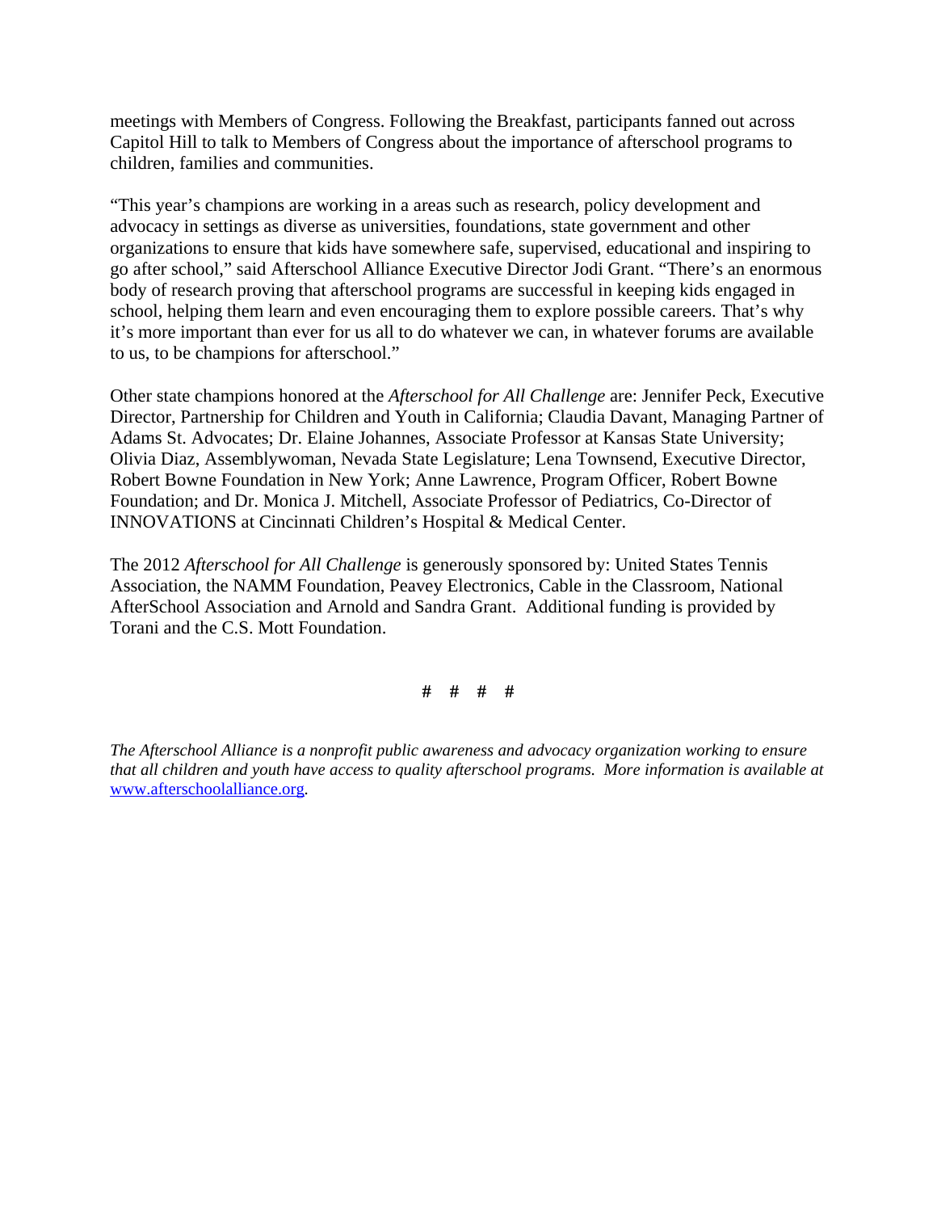meetings with Members of Congress. Following the Breakfast, participants fanned out across Capitol Hill to talk to Members of Congress about the importance of afterschool programs to children, families and communities.

"This year's champions are working in a areas such as research, policy development and advocacy in settings as diverse as universities, foundations, state government and other organizations to ensure that kids have somewhere safe, supervised, educational and inspiring to go after school," said Afterschool Alliance Executive Director Jodi Grant. "There's an enormous body of research proving that afterschool programs are successful in keeping kids engaged in school, helping them learn and even encouraging them to explore possible careers. That's why it's more important than ever for us all to do whatever we can, in whatever forums are available to us, to be champions for afterschool."

Other state champions honored at the *Afterschool for All Challenge* are: Jennifer Peck, Executive Director, Partnership for Children and Youth in California; Claudia Davant, Managing Partner of Adams St. Advocates; Dr. Elaine Johannes, Associate Professor at Kansas State University; Olivia Diaz, Assemblywoman, Nevada State Legislature; Lena Townsend, Executive Director, Robert Bowne Foundation in New York; Anne Lawrence, Program Officer, Robert Bowne Foundation; and Dr. Monica J. Mitchell, Associate Professor of Pediatrics, Co-Director of INNOVATIONS at Cincinnati Children's Hospital & Medical Center.

The 2012 *Afterschool for All Challenge* is generously sponsored by: United States Tennis Association, the NAMM Foundation, Peavey Electronics, Cable in the Classroom, National AfterSchool Association and Arnold and Sandra Grant.  Additional funding is provided by Torani and the C.S. Mott Foundation.

# # # #

*The Afterschool Alliance is a nonprofit public awareness and advocacy organization working to ensure that all children and youth have access to quality afterschool programs.  More information is available at* www.afterschoolalliance.org*.*